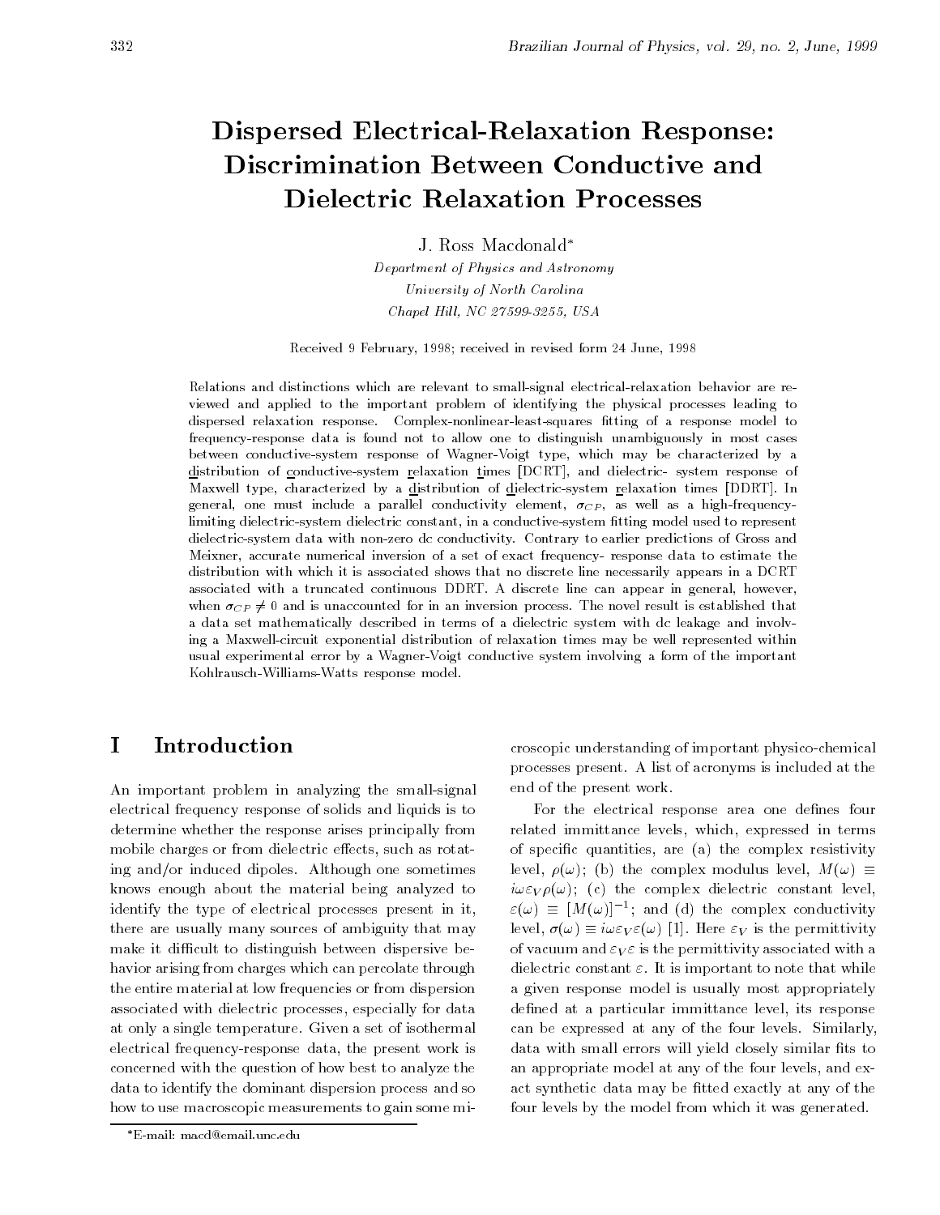# Dispersed Electrical-Relaxation Response: Discrimination Between Conductive and Dielectric Relaxation Processes

J. Ross Macdonald*

*Department of Physics and Astronomy*
*University of North Carolina*
*Chapel Hill, NC 27599-3255, USA*

Received 9 February, 1998; received in revised form 24 June, 1998

Relations and distinctions which are relevant to small-signal electrical-relaxation behavior are reviewed and applied to the important problem of identifying the physical processes leading to dispersed relaxation response. Complex-nonlinear-least-squares fitting of a response model to frequency-response data is found not to allow one to distinguish unambiguously in most cases between conductive-system response of Wagner-Voigt type, which may be characterized by a distribution of conductive-system relaxation times [DCRT], and dielectric- system response of Maxwell type, characterized by a distribution of dielectric-system relaxation times [DDRT]. In general, one must include a parallel conductivity element, $\sigma_{CP}$, as well as a high-frequency-limiting dielectric-system dielectric constant, in a conductive-system fitting model used to represent dielectric-system data with non-zero dc conductivity. Contrary to earlier predictions of Gross and Meixner, accurate numerical inversion of a set of exact frequency- response data to estimate the distribution with which it is associated shows that no discrete line necessarily appears in a DCRT associated with a truncated continuous DDRT. A discrete line can appear in general, however, when $\sigma_{CP} \neq 0$ and is unaccounted for in an inversion process. The novel result is established that a data set mathematically described in terms of a dielectric system with dc leakage and involving a Maxwell-circuit exponential distribution of relaxation times may be well represented within usual experimental error by a Wagner-Voigt conductive system involving a form of the important Kohlrausch-Williams-Watts response model.

## I Introduction

An important problem in analyzing the small-signal electrical frequency response of solids and liquids is to determine whether the response arises principally from mobile charges or from dielectric effects, such as rotating and/or induced dipoles. Although one sometimes knows enough about the material being analyzed to identify the type of electrical processes present in it, there are usually many sources of ambiguity that may make it difficult to distinguish between dispersive behavior arising from charges which can percolate through the entire material at low frequencies or from dispersion associated with dielectric processes, especially for data at only a single temperature. Given a set of isothermal electrical frequency-response data, the present work is concerned with the question of how best to analyze the data to identify the dominant dispersion process and so how to use macroscopic measurements to gain some microscopic understanding of important physico-chemical processes present. A list of acronyms is included at the end of the present work.

For the electrical response area one defines four related immittance levels, which, expressed in terms of specific quantities, are (a) the complex resistivity level, $\rho(\omega)$; (b) the complex modulus level, $M(\omega) \equiv i\omega\varepsilon_V\rho(\omega)$; (c) the complex dielectric constant level, $\varepsilon(\omega) \equiv [M(\omega)]^{-1}$; and (d) the complex conductivity level, $\sigma(\omega) \equiv i\omega\varepsilon_V\varepsilon(\omega)$ [1]. Here $\varepsilon_V$ is the permittivity of vacuum and $\varepsilon_V\varepsilon$ is the permittivity associated with a dielectric constant $\varepsilon$. It is important to note that while a given response model is usually most appropriately defined at a particular immittance level, its response can be expressed at any of the four levels. Similarly, data with small errors will yield closely similar fits to an appropriate model at any of the four levels, and exact synthetic data may be fitted exactly at any of the four levels by the model from which it was generated.

*E-mail: macd@email.unc.edu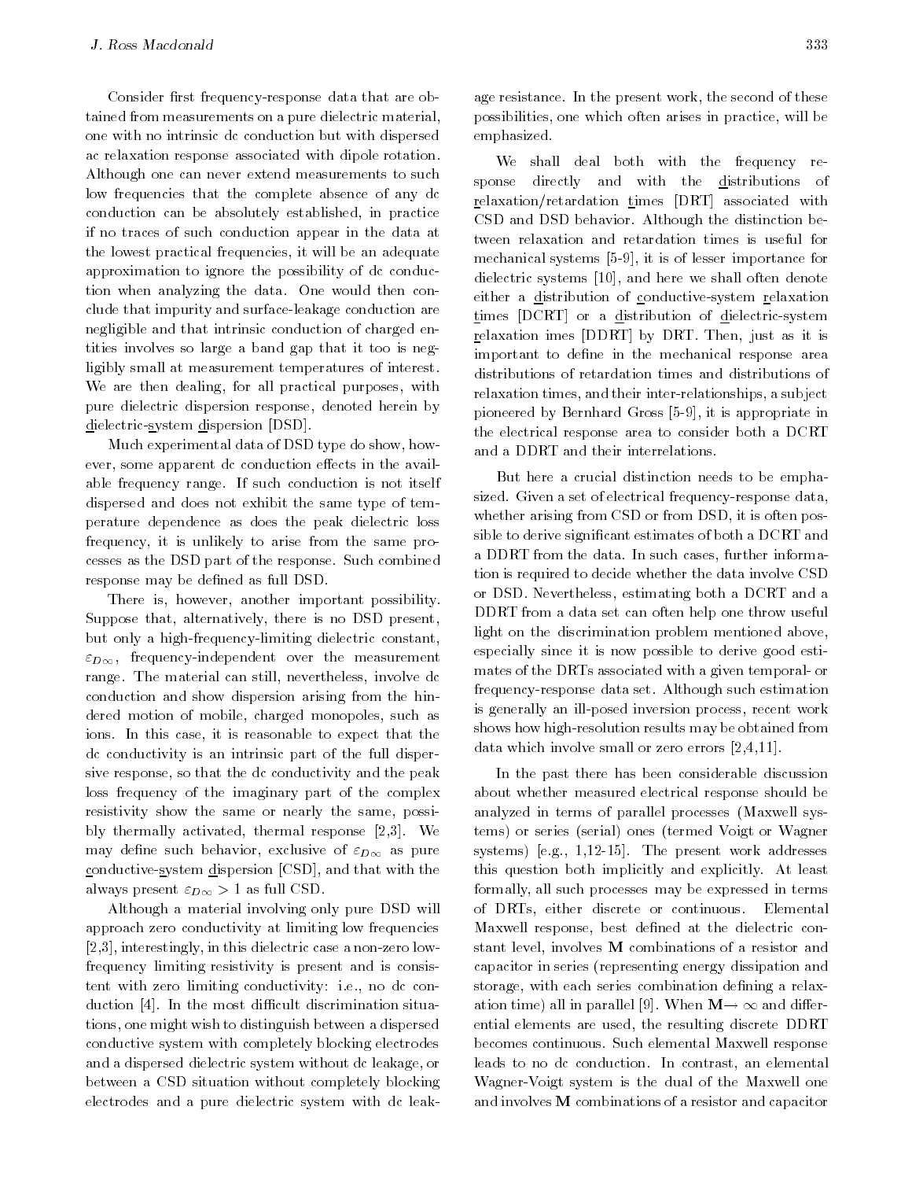Consider first frequency-response data that are obtained from measurements on a pure dielectric material, one with no intrinsic dc conduction but with dispersed ac relaxation response associated with dipole rotation. Although one can never extend measurements to such low frequencies that the complete absence of any dc conduction can be absolutely established, in practice if no traces of such conduction appear in the data at the lowest practical frequencies, it will be an adequate approximation to ignore the possibility of dc conduction when analyzing the data. One would then conclude that impurity and surface-leakage conduction are negligible and that intrinsic conduction of charged entities involves so large a band gap that it too is negligibly small at measurement temperatures of interest. We are then dealing, for all practical purposes, with pure dielectric dispersion response, denoted herein by dielectric-system dispersion [DSD].

Much experimental data of DSD type do show, however, some apparent dc conduction effects in the available frequency range. If such conduction is not itself dispersed and does not exhibit the same type of temperature dependence as does the peak dielectric loss frequency, it is unlikely to arise from the same processes as the DSD part of the response. Such combined response may be defined as full DSD.

There is, however, another important possibility. Suppose that, alternatively, there is no DSD present, but only a high-frequency-limiting dielectric constant, $\varepsilon_{D\infty}$, frequency-independent over the measurement range. The material can still, nevertheless, involve dc conduction and show dispersion arising from the hindered motion of mobile, charged monopoles, such as ions. In this case, it is reasonable to expect that the dc conductivity is an intrinsic part of the full dispersive response, so that the dc conductivity and the peak loss frequency of the imaginary part of the complex resistivity show the same or nearly the same, possibly thermally activated, thermal response [2,3]. We may define such behavior, exclusive of $\varepsilon_{D\infty}$ as pure conductive-system dispersion [CSD], and that with the always present $\varepsilon_{D\infty} > 1$ as full CSD.

Although a material involving only pure DSD will approach zero conductivity at limiting low frequencies [2,3], interestingly, in this dielectric case a non-zero low-frequency limiting resistivity is present and is consistent with zero limiting conductivity: i.e., no dc conduction [4]. In the most difficult discrimination situations, one might wish to distinguish between a dispersed conductive system with completely blocking electrodes and a dispersed dielectric system without dc leakage, or between a CSD situation without completely blocking electrodes and a pure dielectric system with dc leakage resistance. In the present work, the second of these possibilities, one which often arises in practice, will be emphasized.

We shall deal both with the frequency response directly and with the distributions of relaxation/retardation times [DRT] associated with CSD and DSD behavior. Although the distinction between relaxation and retardation times is useful for mechanical systems [5-9], it is of lesser importance for dielectric systems [10], and here we shall often denote either a distribution of conductive-system relaxation times [DCRT] or a distribution of dielectric-system relaxation imes [DDRT] by DRT. Then, just as it is important to define in the mechanical response area distributions of retardation times and distributions of relaxation times, and their inter-relationships, a subject pioneered by Bernhard Gross [5-9], it is appropriate in the electrical response area to consider both a DCRT and a DDRT and their interrelations.

But here a crucial distinction needs to be emphasized. Given a set of electrical frequency-response data, whether arising from CSD or from DSD, it is often possible to derive significant estimates of both a DCRT and a DDRT from the data. In such cases, further information is required to decide whether the data involve CSD or DSD. Nevertheless, estimating both a DCRT and a DDRT from a data set can often help one throw useful light on the discrimination problem mentioned above, especially since it is now possible to derive good estimates of the DRTs associated with a given temporal- or frequency-response data set. Although such estimation is generally an ill-posed inversion process, recent work shows how high-resolution results may be obtained from data which involve small or zero errors [2,4,11].

In the past there has been considerable discussion about whether measured electrical response should be analyzed in terms of parallel processes (Maxwell systems) or series (serial) ones (termed Voigt or Wagner systems) [e.g., 1,12-15]. The present work addresses this question both implicitly and explicitly. At least formally, all such processes may be expressed in terms of DRTs, either discrete or continuous. Elemental Maxwell response, best defined at the dielectric constant level, involves **M** combinations of a resistor and capacitor in series (representing energy dissipation and storage, with each series combination defining a relaxation time) all in parallel [9]. When $\mathbf{M} \to \infty$ and differential elements are used, the resulting discrete DDRT becomes continuous. Such elemental Maxwell response leads to no dc conduction. In contrast, an elemental Wagner-Voigt system is the dual of the Maxwell one and involves **M** combinations of a resistor and capacitor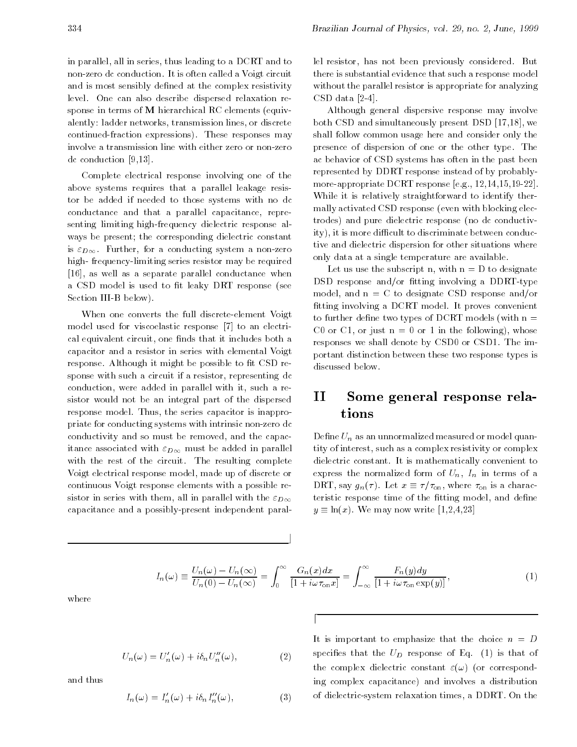in parallel, all in series, thus leading to a DCRT and to non-zero dc conduction. It is often called a Voigt circuit and is most sensibly defined at the complex resistivity level. One can also describe dispersed relaxation response in terms of **M** hierarchical RC elements (equivalently: ladder networks, transmission lines, or discrete continued-fraction expressions). These responses may involve a transmission line with either zero or non-zero dc conduction [9,13].

Complete electrical response involving one of the above systems requires that a parallel leakage resistor be added if needed to those systems with no dc conductance and that a parallel capacitance, representing limiting high-frequency dielectric response always be present; the corresponding dielectric constant is $\varepsilon_{D\infty}$. Further, for a conducting system a non-zero high- frequency-limiting series resistor may be required [16], as well as a separate parallel conductance when a CSD model is used to fit leaky DRT response (see Section III-B below).

When one converts the full discrete-element Voigt model used for viscoelastic response [7] to an electrical equivalent circuit, one finds that it includes both a capacitor and a resistor in series with elemental Voigt response. Although it might be possible to fit CSD response with such a circuit if a resistor, representing dc conduction, were added in parallel with it, such a resistor would not be an integral part of the dispersed response model. Thus, the series capacitor is inappropriate for conducting systems with intrinsic non-zero dc conductivity and so must be removed, and the capacitance associated with $\varepsilon_{D\infty}$ must be added in parallel with the rest of the circuit. The resulting complete Voigt electrical response model, made up of discrete or continuous Voigt response elements with a possible resistor in series with them, all in parallel with the $\varepsilon_{D\infty}$ capacitance and a possibly-present independent parallel resistor, has not been previously considered. But there is substantial evidence that such a response model without the parallel resistor is appropriate for analyzing CSD data [2-4].

Although general dispersive response may involve both CSD and simultaneously present DSD [17,18], we shall follow common usage here and consider only the presence of dispersion of one or the other type. The ac behavior of CSD systems has often in the past been represented by DDRT response instead of by probably-more-appropriate DCRT response [e.g., 12,14,15,19-22]. While it is relatively straightforward to identify thermally activated CSD response (even with blocking electrodes) and pure dielectric response (no dc conductivity), it is more difficult to discriminate between conductive and dielectric dispersion for other situations where only data at a single temperature are available.

Let us use the subscript n, with n = D to designate DSD response and/or fitting involving a DDRT-type model, and n = C to designate CSD response and/or fitting involving a DCRT model. It proves convenient to further define two types of DCRT models (with n = C0 or C1, or just n = 0 or 1 in the following), whose responses we shall denote by CSD0 or CSD1. The important distinction between these two response types is discussed below.

## II Some general response relations

Define $U_n$ as an unnormalized measured or model quantity of interest, such as a complex resistivity or complex dielectric constant. It is mathematically convenient to express the normalized form of $U_n$, $I_n$ in terms of a DRT, say $g_n(\tau)$. Let $x \equiv \tau/\tau_{\rm on}$, where $\tau_{\rm on}$ is a characteristic response time of the fitting model, and define $y \equiv \ln(x)$. We may now write [1,2,4,23]

$$I_n(\omega) \equiv \frac{U_n(\omega) - U_n(\infty)}{U_n(0) - U_n(\infty)} = \int_0^\infty \frac{G_n(x)dx}{[1 + i\omega\tau_{\rm on}x]} = \int_{-\infty}^\infty \frac{F_n(y)dy}{[1 + i\omega\tau_{\rm on}\exp(y)]}, \tag{1}$$

where

$$U_n(\omega) = U'_n(\omega) + i\delta_n U''_n(\omega), \tag{2}$$

and thus

$$I_n(\omega) = I'_n(\omega) + i\delta_n I''_n(\omega), \tag{3}$$

It is important to emphasize that the choice $n = D$ specifies that the $U_D$ response of Eq. (1) is that of the complex dielectric constant $\varepsilon(\omega)$ (or corresponding complex capacitance) and involves a distribution of dielectric-system relaxation times, a DDRT. On the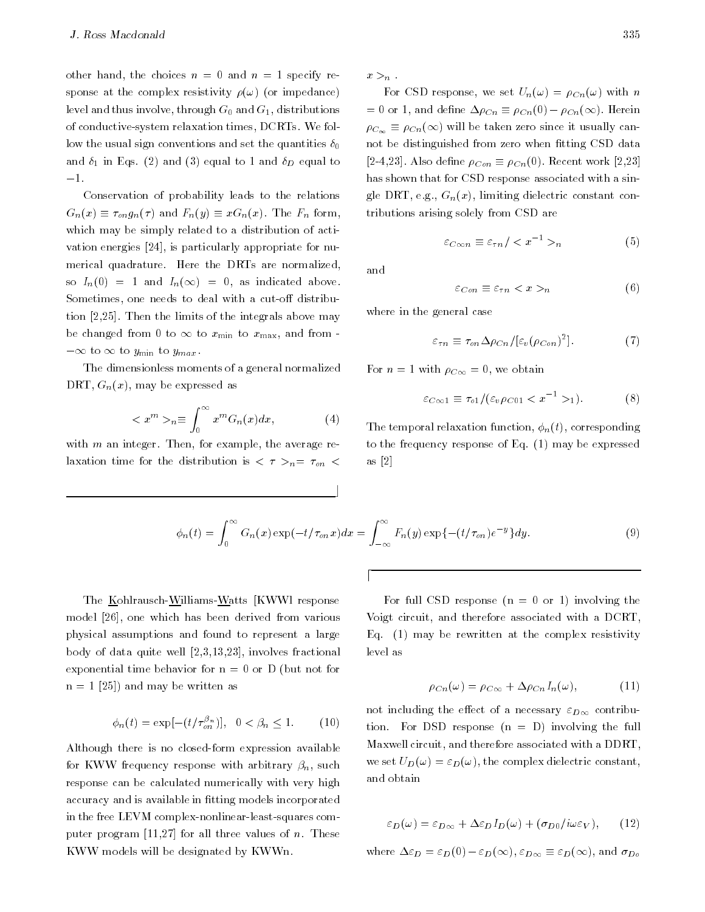other hand, the choices $n = 0$ and $n = 1$ specify response at the complex resistivity $\rho(\omega)$ (or impedance) level and thus involve, through $G_0$ and $G_1$, distributions of conductive-system relaxation times, DCRTs. We follow the usual sign conventions and set the quantities $\delta_0$ and $\delta_1$ in Eqs. (2) and (3) equal to 1 and $\delta_D$ equal to $-1$.

Conservation of probability leads to the relations $G_n(x) \equiv \tau_{on} g_n(\tau)$ and $F_n(y) \equiv x G_n(x)$. The $F_n$ form, which may be simply related to a distribution of activation energies [24], is particularly appropriate for numerical quadrature. Here the DRTs are normalized, so $I_n(0) = 1$ and $I_n(\infty) = 0$, as indicated above. Sometimes, one needs to deal with a cut-off distribution [2,25]. Then the limits of the integrals above may be changed from 0 to $\infty$ to $x_{\min}$ to $x_{\max}$, and from $-\infty$ to $\infty$ to $y_{\min}$ to $y_{max}$.

The dimensionless moments of a general normalized DRT, $G_n(x)$, may be expressed as

$$< x^m >_n \equiv \int_0^\infty x^m G_n(x) dx, \tag{4}$$

with $m$ an integer. Then, for example, the average relaxation time for the distribution is $< \tau >_n = \tau_{on} < x >_n$.

For CSD response, we set $U_n(\omega) = \rho_{Cn}(\omega)$ with $n = 0$ or 1, and define $\Delta\rho_{Cn} \equiv \rho_{Cn}(0) - \rho_{Cn}(\infty)$. Herein $\rho_{C_\infty} \equiv \rho_{Cn}(\infty)$ will be taken zero since it usually cannot be distinguished from zero when fitting CSD data [2-4,23]. Also define $\rho_{Con} \equiv \rho_{Cn}(0)$. Recent work [2,23] has shown that for CSD response associated with a single DRT, e.g., $G_n(x)$, limiting dielectric constant contributions arising solely from CSD are

$$\varepsilon_{C\infty n} \equiv \varepsilon_{\tau n} / < x^{-1} >_n \tag{5}$$

and

$$\varepsilon_{Con} \equiv \varepsilon_{\tau n} < x >_n \tag{6}$$

where in the general case

$$\varepsilon_{\tau n} \equiv \tau_{on} \Delta\rho_{Cn} / [\varepsilon_v (\rho_{Con})^2]. \tag{7}$$

For $n = 1$ with $\rho_{C\infty} = 0$, we obtain

$$\varepsilon_{C\infty 1} \equiv \tau_{o1} / (\varepsilon_v \rho_{C01} < x^{-1} >_1). \tag{8}$$

The temporal relaxation function, $\phi_n(t)$, corresponding to the frequency response of Eq. (1) may be expressed as [2]

$$\phi_n(t) = \int_0^\infty G_n(x) \exp(-t/\tau_{on} x) dx = \int_{-\infty}^\infty F_n(y) \exp\{-(t/\tau_{on}) e^{-y}\} dy. \tag{9}$$

The Kohlrausch-Williams-Watts [KWW] response model [26], one which has been derived from various physical assumptions and found to represent a large body of data quite well [2,3,13,23], involves fractional exponential time behavior for n = 0 or D (but not for n = 1 [25]) and may be written as

$$\phi_n(t) = \exp[-(t/\tau_{on}^{\beta_n})], \quad 0 < \beta_n \leq 1. \tag{10}$$

Although there is no closed-form expression available for KWW frequency response with arbitrary $\beta_n$, such response can be calculated numerically with very high accuracy and is available in fitting models incorporated in the free LEVM complex-nonlinear-least-squares computer program [11,27] for all three values of $n$. These KWW models will be designated by KWWn.

For full CSD response (n = 0 or 1) involving the Voigt circuit, and therefore associated with a DCRT, Eq. (1) may be rewritten at the complex resistivity level as

$$\rho_{Cn}(\omega) = \rho_{C\infty} + \Delta\rho_{Cn} I_n(\omega), \tag{11}$$

not including the effect of a necessary $\varepsilon_{D\infty}$ contribution. For DSD response (n = D) involving the full Maxwell circuit, and therefore associated with a DDRT, we set $U_D(\omega) = \varepsilon_D(\omega)$, the complex dielectric constant, and obtain

$$\varepsilon_D(\omega) = \varepsilon_{D\infty} + \Delta\varepsilon_D I_D(\omega) + (\sigma_{D0}/i\omega\varepsilon_V), \tag{12}$$

where $\Delta\varepsilon_D = \varepsilon_D(0) - \varepsilon_D(\infty)$, $\varepsilon_{D\infty} \equiv \varepsilon_D(\infty)$, and $\sigma_{Do}$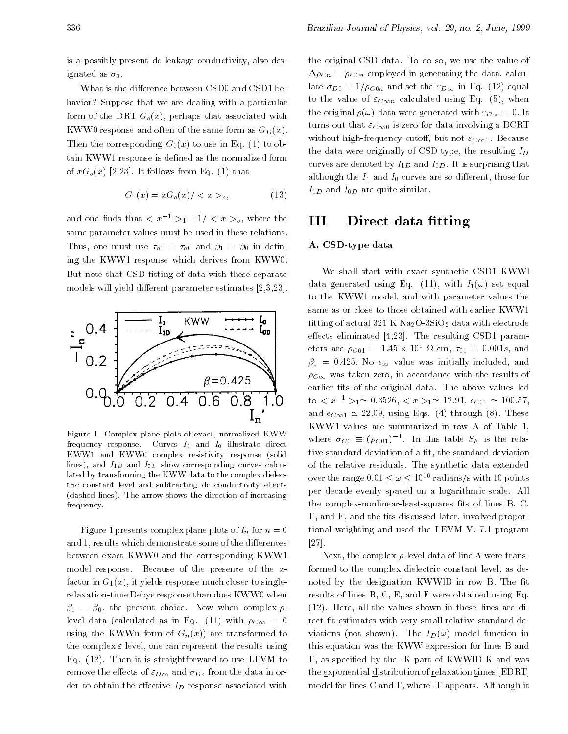is a possibly-present dc leakage conductivity, also designated as $\sigma_0$.

What is the difference between CSD0 and CSD1 behavior? Suppose that we are dealing with a particular form of the DRT $G_o(x)$, perhaps that associated with KWW0 response and often of the same form as $G_D(x)$. Then the corresponding $G_1(x)$ to use in Eq. (1) to obtain KWW1 response is defined as the normalized form of $xG_o(x)$ [2,23]. It follows from Eq. (1) that

$$G_1(x) = xG_o(x)/<x>_o, \tag{13}$$

and one finds that $<x^{-1}>_1 = 1/<x>_o$, where the same parameter values must be used in these relations. Thus, one must use $\tau_{o1} = \tau_{o0}$ and $\beta_1 = \beta_0$ in defining the KWW1 response which derives from KWW0. But note that CSD fitting of data with these separate models will yield different parameter estimates [2,3,23].

Figure 1. Complex plane plots of exact, normalized KWW frequency response. Curves $I_1$ and $I_0$ illustrate direct KWW1 and KWW0 complex resistivity response (solid lines), and $I_{1D}$ and $I_{0D}$ show corresponding curves calculated by transforming the KWW data to the complex dielectric constant level and subtracting dc conductivity effects (dashed lines). The arrow shows the direction of increasing frequency.

Figure 1 presents complex plane plots of $I_n$ for $n = 0$ and 1, results which demonstrate some of the differences between exact KWW0 and the corresponding KWW1 model response. Because of the presence of the $x$-factor in $G_1(x)$, it yields response much closer to single-relaxation-time Debye response than does KWW0 when $\beta_1 = \beta_0$, the present choice. Now when complex-$\rho$-level data (calculated as in Eq. (11) with $\rho_{C\infty} = 0$ using the KWWn form of $G_n(x)$) are transformed to the complex $\varepsilon$ level, one can represent the results using Eq. (12). Then it is straightforward to use LEVM to remove the effects of $\varepsilon_{D\infty}$ and $\sigma_{Do}$ from the data in order to obtain the effective $I_D$ response associated with the original CSD data. To do so, we use the value of $\Delta\rho_{Cn} = \rho_{C0n}$ employed in generating the data, calculate $\sigma_{D0} = 1/\rho_{C0n}$ and set the $\varepsilon_{D\infty}$ in Eq. (12) equal to the value of $\varepsilon_{C\infty n}$ calculated using Eq. (5), when the original $\rho(\omega)$ data were generated with $\varepsilon_{C\infty} = 0$. It turns out that $\varepsilon_{C\infty 0}$ is zero for data involving a DCRT without high-frequency cutoff, but not $\varepsilon_{C\infty 1}$. Because the data were originally of CSD type, the resulting $I_D$ curves are denoted by $I_{1D}$ and $I_{0D}$. It is surprising that although the $I_1$ and $I_0$ curves are so different, those for $I_{1D}$ and $I_{0D}$ are quite similar.

# III Direct data fitting

### A. CSD-type data

We shall start with exact synthetic CSD1 KWWl data generated using Eq. (11), with $I_1(\omega)$ set equal to the KWW1 model, and with parameter values the same as or close to those obtained with earlier KWW1 fitting of actual 321 K $Na_2O$-$3SiO_2$ data with electrode effects eliminated [4,23]. The resulting CSD1 parameters are $\rho_{C01} = 1.45 \times 10^9$ $\Omega$-cm, $\tau_{01} = 0.001s$, and $\beta_1 = 0.425$. No $\epsilon_\infty$ value was initially included, and $\rho_{C\infty}$ was taken zero, in accordance with the results of earlier fits of the original data. The above values led to $<x^{-1}>_1 \simeq 0.3526$, $<x>_1 \simeq 12.91$, $\epsilon_{C01} \simeq 100.57$, and $\epsilon_{C\infty 1} \simeq 22.09$, using Eqs. (4) through (8). These KWW1 values are summarized in row A of Table 1, where $\sigma_{C0} \equiv (\rho_{C01})^{-1}$. In this table $S_F$ is the relative standard deviation of a fit, the standard deviation of the relative residuals. The synthetic data extended over the range $0.01 \leq \omega \leq 10^{10}$ radians/s with 10 points per decade evenly spaced on a logarithmic scale. All the complex-nonlinear-least-squares fits of lines B, C, E, and F, and the fits discussed later, involved proportional weighting and used the LEVM V. 7.1 program [27].

Next, the complex-$\rho$-level data of line A were transformed to the complex dielectric constant level, as denoted by the designation KWWlD in row B. The fit results of lines B, C, E, and F were obtained using Eq. (12). Here, all the values shown in these lines are direct fit estimates with very small relative standard deviations (not shown). The $I_D(\omega)$ model function in this equation was the KWW expression for lines B and E, as specified by the -K part of KWWlD-K and was the exponential distribution of relaxation times [EDRT] model for lines C and F, where -E appears. Although it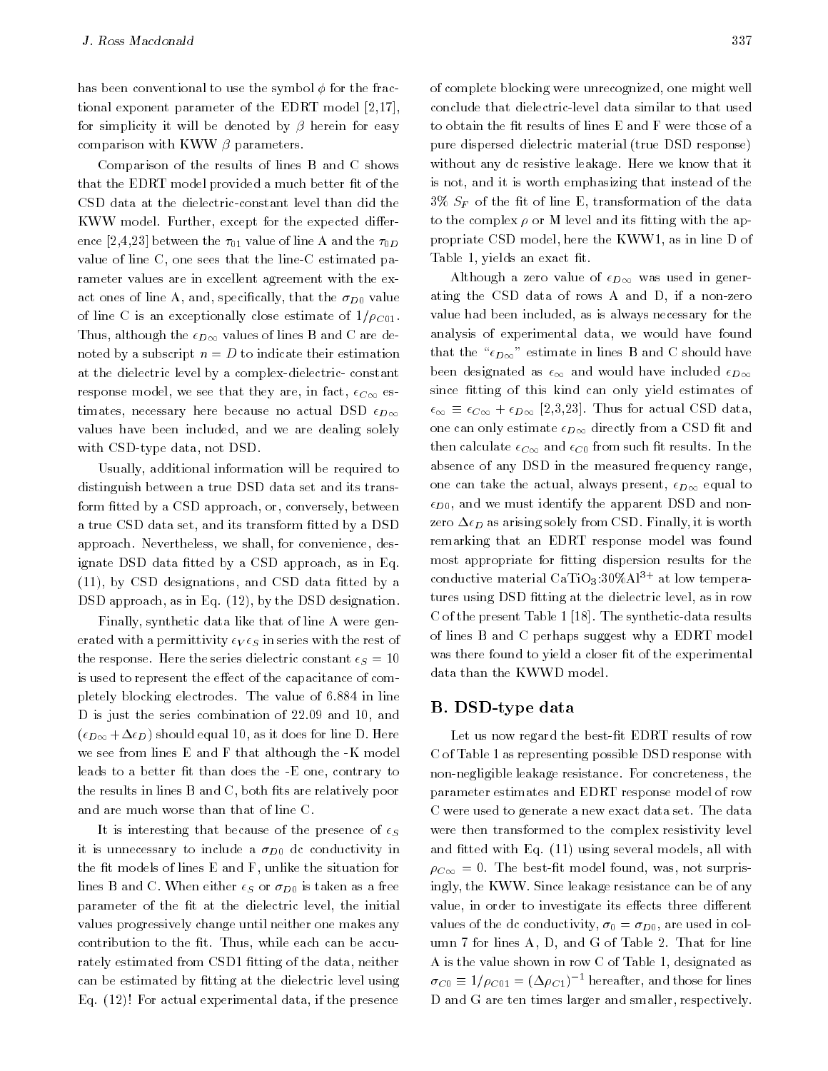has been conventional to use the symbol $\phi$ for the fractional exponent parameter of the EDRT model [2,17], for simplicity it will be denoted by $\beta$ herein for easy comparison with KWW $\beta$ parameters.

Comparison of the results of lines B and C shows that the EDRT model provided a much better fit of the CSD data at the dielectric-constant level than did the KWW model. Further, except for the expected difference [2,4,23] between the $\tau_{01}$ value of line A and the $\tau_{0D}$ value of line C, one sees that the line-C estimated parameter values are in excellent agreement with the exact ones of line A, and, specifically, that the $\sigma_{D0}$ value of line C is an exceptionally close estimate of $1/\rho_{C01}$. Thus, although the $\epsilon_{D\infty}$ values of lines B and C are denoted by a subscript $n = D$ to indicate their estimation at the dielectric level by a complex-dielectric- constant response model, we see that they are, in fact, $\epsilon_{C\infty}$ estimates, necessary here because no actual DSD $\epsilon_{D\infty}$ values have been included, and we are dealing solely with CSD-type data, not DSD.

Usually, additional information will be required to distinguish between a true DSD data set and its transform fitted by a CSD approach, or, conversely, between a true CSD data set, and its transform fitted by a DSD approach. Nevertheless, we shall, for convenience, designate DSD data fitted by a CSD approach, as in Eq. (11), by CSD designations, and CSD data fitted by a DSD approach, as in Eq. (12), by the DSD designation.

Finally, synthetic data like that of line A were generated with a permittivity $\epsilon_V \epsilon_S$ in series with the rest of the response. Here the series dielectric constant $\epsilon_S = 10$ is used to represent the effect of the capacitance of completely blocking electrodes. The value of 6.884 in line D is just the series combination of 22.09 and 10, and $(\epsilon_{D\infty} + \Delta\epsilon_D)$ should equal 10, as it does for line D. Here we see from lines E and F that although the -K model leads to a better fit than does the -E one, contrary to the results in lines B and C, both fits are relatively poor and are much worse than that of line C.

It is interesting that because of the presence of $\epsilon_S$ it is unnecessary to include a $\sigma_{D0}$ dc conductivity in the fit models of lines E and F, unlike the situation for lines B and C. When either $\epsilon_S$ or $\sigma_{D0}$ is taken as a free parameter of the fit at the dielectric level, the initial values progressively change until neither one makes any contribution to the fit. Thus, while each can be accurately estimated from CSD1 fitting of the data, neither can be estimated by fitting at the dielectric level using Eq. (12)! For actual experimental data, if the presence of complete blocking were unrecognized, one might well conclude that dielectric-level data similar to that used to obtain the fit results of lines E and F were those of a pure dispersed dielectric material (true DSD response) without any dc resistive leakage. Here we know that it is not, and it is worth emphasizing that instead of the 3% $S_F$ of the fit of line E, transformation of the data to the complex $\rho$ or M level and its fitting with the appropriate CSD model, here the KWW1, as in line D of Table 1, yields an exact fit.

Although a zero value of $\epsilon_{D\infty}$ was used in generating the CSD data of rows A and D, if a non-zero value had been included, as is always necessary for the analysis of experimental data, we would have found that the "$\epsilon_{D\infty}$" estimate in lines B and C should have been designated as $\epsilon_\infty$ and would have included $\epsilon_{D\infty}$ since fitting of this kind can only yield estimates of $\epsilon_\infty \equiv \epsilon_{C\infty} + \epsilon_{D\infty}$ [2,3,23]. Thus for actual CSD data, one can only estimate $\epsilon_{D\infty}$ directly from a CSD fit and then calculate $\epsilon_{C\infty}$ and $\epsilon_{C0}$ from such fit results. In the absence of any DSD in the measured frequency range, one can take the actual, always present, $\epsilon_{D\infty}$ equal to $\epsilon_{D0}$, and we must identify the apparent DSD and non-zero $\Delta\epsilon_D$ as arising solely from CSD. Finally, it is worth remarking that an EDRT response model was found most appropriate for fitting dispersion results for the conductive material $CaTiO_3$:30%$Al^{3+}$ at low temperatures using DSD fitting at the dielectric level, as in row C of the present Table 1 [18]. The synthetic-data results of lines B and C perhaps suggest why a EDRT model was there found to yield a closer fit of the experimental data than the KWWD model.

## B. DSD-type data

Let us now regard the best-fit EDRT results of row C of Table 1 as representing possible DSD response with non-negligible leakage resistance. For concreteness, the parameter estimates and EDRT response model of row C were used to generate a new exact data set. The data were then transformed to the complex resistivity level and fitted with Eq. (11) using several models, all with $\rho_{C\infty} = 0$. The best-fit model found, was, not surprisingly, the KWW. Since leakage resistance can be of any value, in order to investigate its effects three different values of the dc conductivity, $\sigma_0 = \sigma_{D0}$, are used in column 7 for lines A, D, and G of Table 2. That for line A is the value shown in row C of Table 1, designated as $\sigma_{C0} \equiv 1/\rho_{C01} = (\Delta\rho_{C1})^{-1}$ hereafter, and those for lines D and G are ten times larger and smaller, respectively.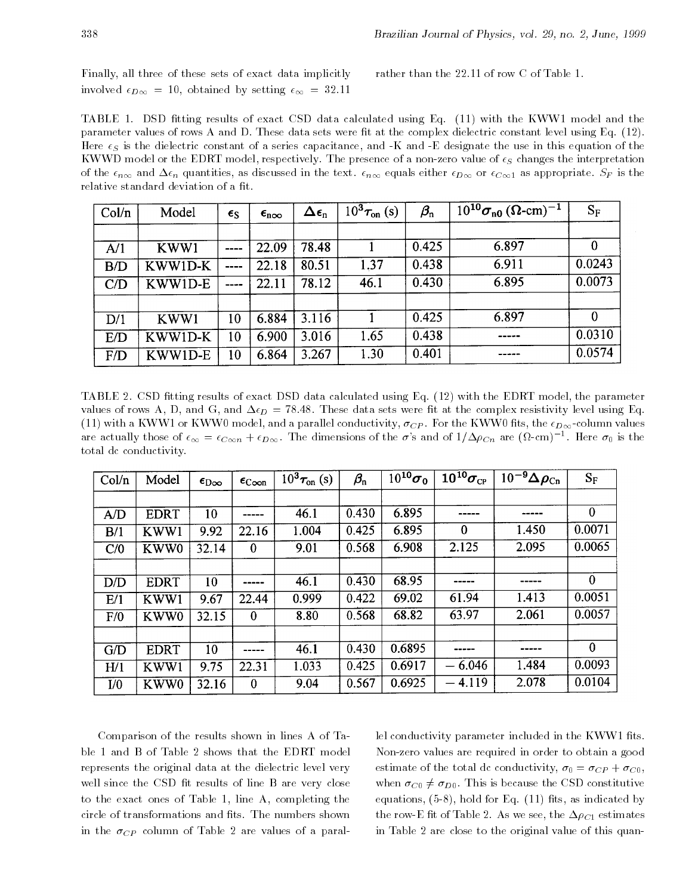Finally, all three of these sets of exact data implicitly involved $\epsilon_{D\infty} = 10$, obtained by setting $\epsilon_{\infty} = 32.11$ rather than the 22.11 of row C of Table 1.

TABLE 1. DSD fitting results of exact CSD data calculated using Eq. (11) with the KWW1 model and the parameter values of rows A and D. These data sets were fit at the complex dielectric constant level using Eq. (12). Here $\epsilon_S$ is the dielectric constant of a series capacitance, and -K and -E designate the use in this equation of the KWWD model or the EDRT model, respectively. The presence of a non-zero value of $\epsilon_S$ changes the interpretation of the $\epsilon_{n\infty}$ and $\Delta\epsilon_n$ quantities, as discussed in the text. $\epsilon_{n\infty}$ equals either $\epsilon_{D\infty}$ or $\epsilon_{C\infty 1}$ as appropriate. $S_F$ is the relative standard deviation of a fit.

| Col/n | Model | $\epsilon_S$ | $\epsilon_{n\infty}$ | $\Delta\epsilon_n$ | $10^3\tau_{on}$ (s) | $\beta_n$ | $10^{10}\sigma_{n0}$ ($\Omega$-cm)$^{-1}$ | $S_F$ |
|---|---|---|---|---|---|---|---|---|
| A/1 | KWW1 | ---- | 22.09 | 78.48 | 1 | 0.425 | 6.897 | 0 |
| B/D | KWW1D-K | ---- | 22.18 | 80.51 | 1.37 | 0.438 | 6.911 | 0.0243 |
| C/D | KWW1D-E | ---- | 22.11 | 78.12 | 46.1 | 0.430 | 6.895 | 0.0073 |
| D/1 | KWW1 | 10 | 6.884 | 3.116 | 1 | 0.425 | 6.897 | 0 |
| E/D | KWW1D-K | 10 | 6.900 | 3.016 | 1.65 | 0.438 | ----- | 0.0310 |
| F/D | KWW1D-E | 10 | 6.864 | 3.267 | 1.30 | 0.401 | ----- | 0.0574 |

TABLE 2. CSD fitting results of exact DSD data calculated using Eq. (12) with the EDRT model, the parameter values of rows A, D, and G, and $\Delta\epsilon_D = 78.48$. These data sets were fit at the complex resistivity level using Eq. (11) with a KWW1 or KWW0 model, and a parallel conductivity, $\sigma_{CP}$. For the KWW0 fits, the $\epsilon_{D\infty}$-column values are actually those of $\epsilon_{\infty} = \epsilon_{C\infty n} + \epsilon_{D\infty}$. The dimensions of the $\sigma$'s and of $1/\Delta\rho_{Cn}$ are ($\Omega$-cm)$^{-1}$. Here $\sigma_0$ is the total dc conductivity.

| Col/n | Model | $\epsilon_{D\infty}$ | $\epsilon_{C\infty n}$ | $10^3\tau_{on}$ (s) | $\beta_n$ | $10^{10}\sigma_0$ | $10^{10}\sigma_{CP}$ | $10^{-9}\Delta\rho_{Cn}$ | $S_F$ |
|---|---|---|---|---|---|---|---|---|---|
| A/D | EDRT | 10 | ----- | 46.1 | 0.430 | 6.895 | ----- | ----- | 0 |
| B/1 | KWW1 | 9.92 | 22.16 | 1.004 | 0.425 | 6.895 | 0 | 1.450 | 0.0071 |
| C/0 | KWW0 | 32.14 | 0 | 9.01 | 0.568 | 6.908 | 2.125 | 2.095 | 0.0065 |
| D/D | EDRT | 10 | ----- | 46.1 | 0.430 | 68.95 | ----- | ----- | 0 |
| E/1 | KWW1 | 9.67 | 22.44 | 0.999 | 0.422 | 69.02 | 61.94 | 1.413 | 0.0051 |
| F/0 | KWW0 | 32.15 | 0 | 8.80 | 0.568 | 68.82 | 63.97 | 2.061 | 0.0057 |
| G/D | EDRT | 10 | ----- | 46.1 | 0.430 | 0.6895 | ----- | ----- | 0 |
| H/1 | KWW1 | 9.75 | 22.31 | 1.033 | 0.425 | 0.6917 | – 6.046 | 1.484 | 0.0093 |
| I/0 | KWW0 | 32.16 | 0 | 9.04 | 0.567 | 0.6925 | – 4.119 | 2.078 | 0.0104 |

Comparison of the results shown in lines A of Table 1 and B of Table 2 shows that the EDRT model represents the original data at the dielectric level very well since the CSD fit results of line B are very close to the exact ones of Table 1, line A, completing the circle of transformations and fits. The numbers shown in the $\sigma_{CP}$ column of Table 2 are values of a parallel conductivity parameter included in the KWW1 fits. Non-zero values are required in order to obtain a good estimate of the total dc conductivity, $\sigma_0 = \sigma_{CP} + \sigma_{C0}$, when $\sigma_{C0} \neq \sigma_{D0}$. This is because the CSD constitutive equations, (5-8), hold for Eq. (11) fits, as indicated by the row-E fit of Table 2. As we see, the $\Delta\rho_{C1}$ estimates in Table 2 are close to the original value of this quan-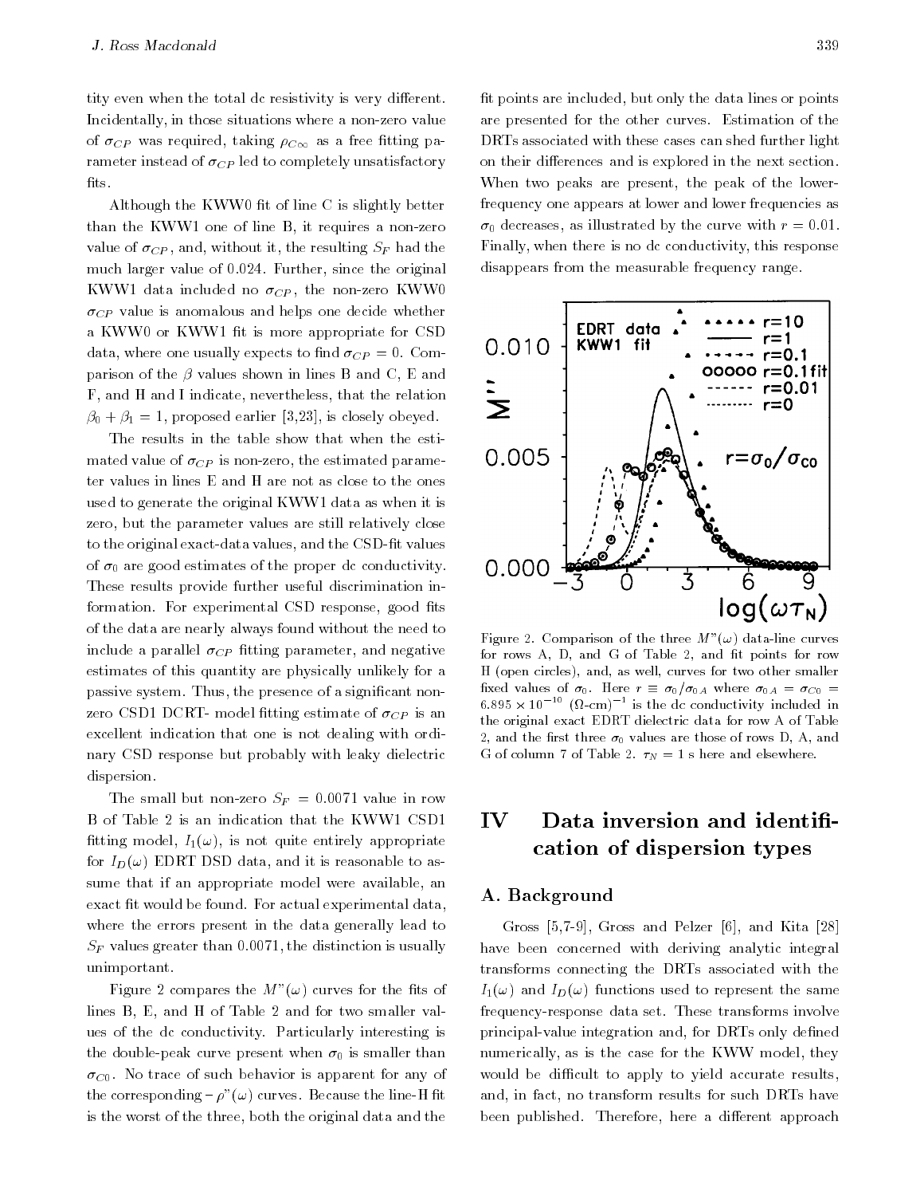tity even when the total dc resistivity is very different. Incidentally, in those situations where a non-zero value of $\sigma_{CP}$ was required, taking $\rho_{C\infty}$ as a free fitting parameter instead of $\sigma_{CP}$ led to completely unsatisfactory fits.

Although the KWW0 fit of line C is slightly better than the KWW1 one of line B, it requires a non-zero value of $\sigma_{CP}$, and, without it, the resulting $S_F$ had the much larger value of 0.024. Further, since the original KWW1 data included no $\sigma_{CP}$, the non-zero KWW0 $\sigma_{CP}$ value is anomalous and helps one decide whether a KWW0 or KWW1 fit is more appropriate for CSD data, where one usually expects to find $\sigma_{CP} = 0$. Comparison of the $\beta$ values shown in lines B and C, E and F, and H and I indicate, nevertheless, that the relation $\beta_0 + \beta_1 = 1$, proposed earlier [3,23], is closely obeyed.

The results in the table show that when the estimated value of $\sigma_{CP}$ is non-zero, the estimated parameter values in lines E and H are not as close to the ones used to generate the original KWW1 data as when it is zero, but the parameter values are still relatively close to the original exact-data values, and the CSD-fit values of $\sigma_0$ are good estimates of the proper dc conductivity. These results provide further useful discrimination information. For experimental CSD response, good fits of the data are nearly always found without the need to include a parallel $\sigma_{CP}$ fitting parameter, and negative estimates of this quantity are physically unlikely for a passive system. Thus, the presence of a significant non-zero CSD1 DCRT- model fitting estimate of $\sigma_{CP}$ is an excellent indication that one is not dealing with ordinary CSD response but probably with leaky dielectric dispersion.

The small but non-zero $S_F = 0.0071$ value in row B of Table 2 is an indication that the KWW1 CSD1 fitting model, $I_1(\omega)$, is not quite entirely appropriate for $I_D(\omega)$ EDRT DSD data, and it is reasonable to assume that if an appropriate model were available, an exact fit would be found. For actual experimental data, where the errors present in the data generally lead to $S_F$ values greater than 0.0071, the distinction is usually unimportant.

Figure 2 compares the $M''(\omega)$ curves for the fits of lines B, E, and H of Table 2 and for two smaller values of the dc conductivity. Particularly interesting is the double-peak curve present when $\sigma_0$ is smaller than $\sigma_{C0}$. No trace of such behavior is apparent for any of the corresponding $-\rho''(\omega)$ curves. Because the line-H fit is the worst of the three, both the original data and the fit points are included, but only the data lines or points are presented for the other curves. Estimation of the DRTs associated with these cases can shed further light on their differences and is explored in the next section. When two peaks are present, the peak of the lower-frequency one appears at lower and lower frequencies as $\sigma_0$ decreases, as illustrated by the curve with $r = 0.01$. Finally, when there is no dc conductivity, this response disappears from the measurable frequency range.

Figure 2. Comparison of the three $M''(\omega)$ data-line curves for rows A, D, and G of Table 2, and fit points for row H (open circles), and, as well, curves for two other smaller fixed values of $\sigma_0$. Here $r \equiv \sigma_0/\sigma_{0A}$ where $\sigma_{0A} = \sigma_{C0} = 6.895 \times 10^{-10}$ ($\Omega$-cm)$^{-1}$ is the dc conductivity included in the original exact EDRT dielectric data for row A of Table 2, and the first three $\sigma_0$ values are those of rows D, A, and G of column 7 of Table 2. $\tau_N = 1$ s here and elsewhere.

## IV Data inversion and identification of dispersion types

### A. Background

Gross [5,7-9], Gross and Pelzer [6], and Kita [28] have been concerned with deriving analytic integral transforms connecting the DRTs associated with the $I_1(\omega)$ and $I_D(\omega)$ functions used to represent the same frequency-response data set. These transforms involve principal-value integration and, for DRTs only defined numerically, as is the case for the KWW model, they would be difficult to apply to yield accurate results, and, in fact, no transform results for such DRTs have been published. Therefore, here a different approach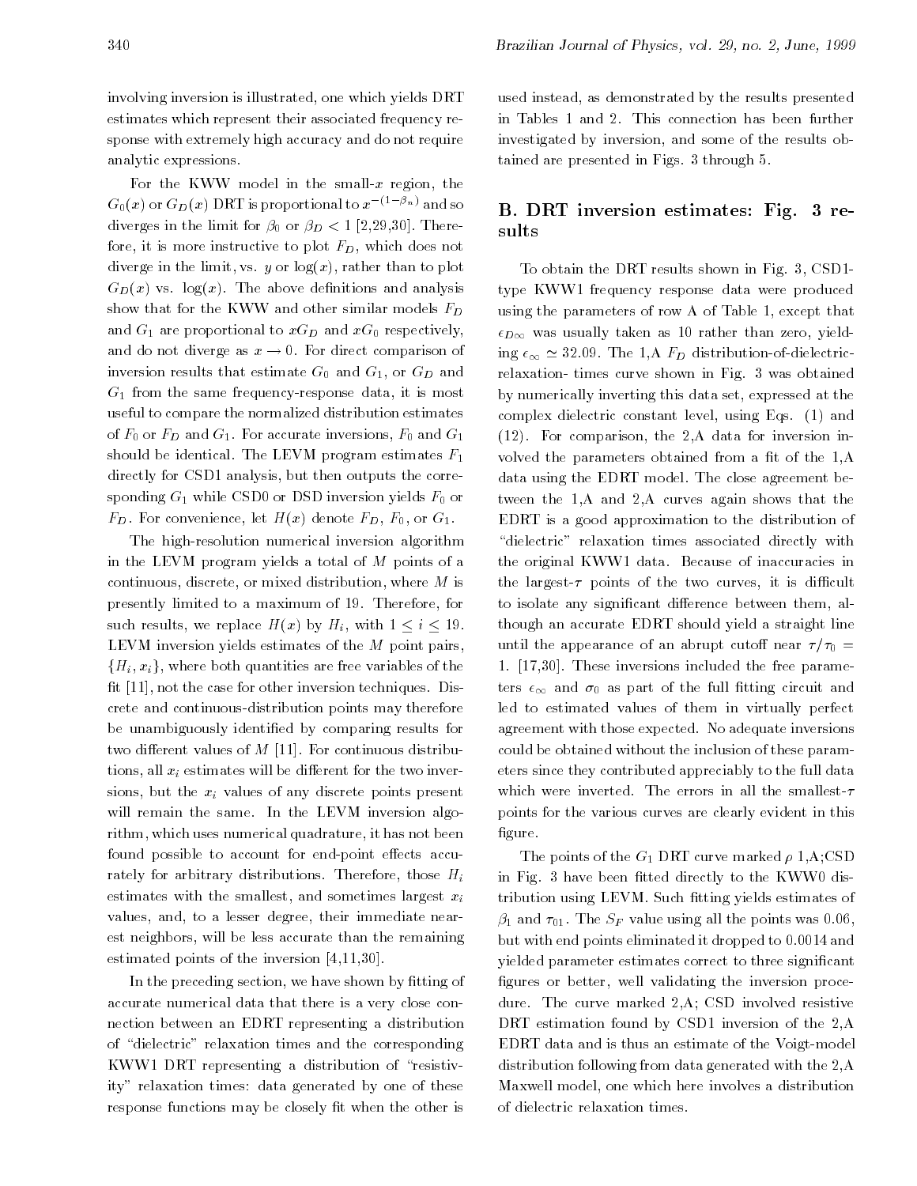involving inversion is illustrated, one which yields DRT estimates which represent their associated frequency response with extremely high accuracy and do not require analytic expressions.

For the KWW model in the small-$x$ region, the $G_0(x)$ or $G_D(x)$ DRT is proportional to $x^{-(1-\beta_n)}$ and so diverges in the limit for $\beta_0$ or $\beta_D < 1$ [2,29,30]. Therefore, it is more instructive to plot $F_D$, which does not diverge in the limit, vs. $y$ or $\log(x)$, rather than to plot $G_D(x)$ vs. $\log(x)$. The above definitions and analysis show that for the KWW and other similar models $F_D$ and $G_1$ are proportional to $xG_D$ and $xG_0$ respectively, and do not diverge as $x \to 0$. For direct comparison of inversion results that estimate $G_0$ and $G_1$, or $G_D$ and $G_1$ from the same frequency-response data, it is most useful to compare the normalized distribution estimates of $F_0$ or $F_D$ and $G_1$. For accurate inversions, $F_0$ and $G_1$ should be identical. The LEVM program estimates $F_1$ directly for CSD1 analysis, but then outputs the corresponding $G_1$ while CSD0 or DSD inversion yields $F_0$ or $F_D$. For convenience, let $H(x)$ denote $F_D$, $F_0$, or $G_1$.

The high-resolution numerical inversion algorithm in the LEVM program yields a total of $M$ points of a continuous, discrete, or mixed distribution, where $M$ is presently limited to a maximum of 19. Therefore, for such results, we replace $H(x)$ by $H_i$, with $1 \leq i \leq 19$. LEVM inversion yields estimates of the $M$ point pairs, $\{H_i, x_i\}$, where both quantities are free variables of the fit [11], not the case for other inversion techniques. Discrete and continuous-distribution points may therefore be unambiguously identified by comparing results for two different values of $M$ [11]. For continuous distributions, all $x_i$ estimates will be different for the two inversions, but the $x_i$ values of any discrete points present will remain the same. In the LEVM inversion algorithm, which uses numerical quadrature, it has not been found possible to account for end-point effects accurately for arbitrary distributions. Therefore, those $H_i$ estimates with the smallest, and sometimes largest $x_i$ values, and, to a lesser degree, their immediate nearest neighbors, will be less accurate than the remaining estimated points of the inversion [4,11,30].

In the preceding section, we have shown by fitting of accurate numerical data that there is a very close connection between an EDRT representing a distribution of "dielectric" relaxation times and the corresponding KWW1 DRT representing a distribution of "resistivity" relaxation times: data generated by one of these response functions may be closely fit when the other is used instead, as demonstrated by the results presented in Tables 1 and 2. This connection has been further investigated by inversion, and some of the results obtained are presented in Figs. 3 through 5.

## B. DRT inversion estimates: Fig. 3 results

To obtain the DRT results shown in Fig. 3, CSD1-type KWW1 frequency response data were produced using the parameters of row A of Table 1, except that $\epsilon_{D\infty}$ was usually taken as 10 rather than zero, yielding $\epsilon_\infty \simeq 32.09$. The 1,A $F_D$ distribution-of-dielectric-relaxation- times curve shown in Fig. 3 was obtained by numerically inverting this data set, expressed at the complex dielectric constant level, using Eqs. (1) and (12). For comparison, the 2,A data for inversion involved the parameters obtained from a fit of the 1,A data using the EDRT model. The close agreement between the 1,A and 2,A curves again shows that the EDRT is a good approximation to the distribution of "dielectric" relaxation times associated directly with the original KWW1 data. Because of inaccuracies in the largest-$\tau$ points of the two curves, it is difficult to isolate any significant difference between them, although an accurate EDRT should yield a straight line until the appearance of an abrupt cutoff near $\tau/\tau_0 = 1$. [17,30]. These inversions included the free parameters $\epsilon_\infty$ and $\sigma_0$ as part of the full fitting circuit and led to estimated values of them in virtually perfect agreement with those expected. No adequate inversions could be obtained without the inclusion of these parameters since they contributed appreciably to the full data which were inverted. The errors in all the smallest-$\tau$ points for the various curves are clearly evident in this figure.

The points of the $G_1$ DRT curve marked $\rho$ 1,A;CSD in Fig. 3 have been fitted directly to the KWW0 distribution using LEVM. Such fitting yields estimates of $\beta_1$ and $\tau_{01}$. The $S_F$ value using all the points was 0.06, but with end points eliminated it dropped to 0.0014 and yielded parameter estimates correct to three significant figures or better, well validating the inversion procedure. The curve marked 2,A; CSD involved resistive DRT estimation found by CSD1 inversion of the 2,A EDRT data and is thus an estimate of the Voigt-model distribution following from data generated with the 2,A Maxwell model, one which here involves a distribution of dielectric relaxation times.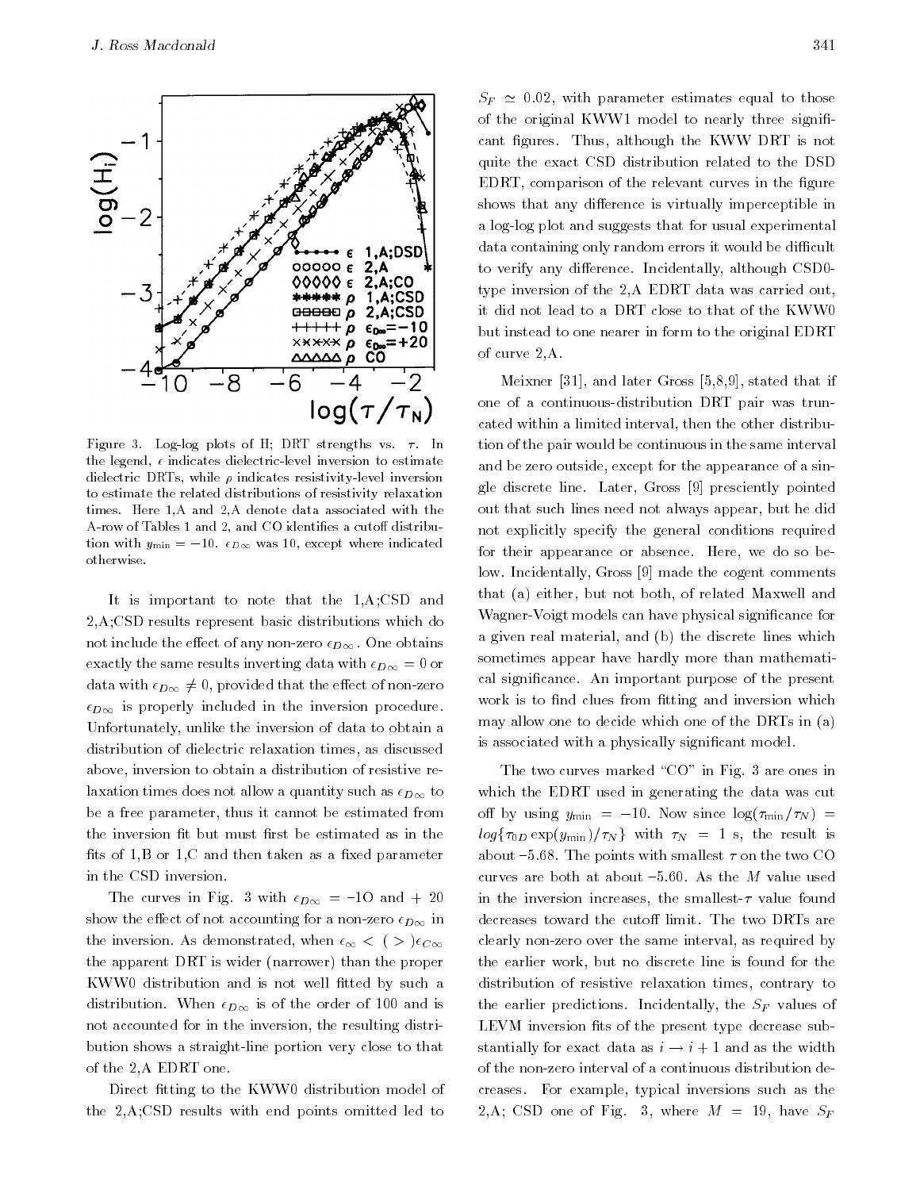Figure 3. Log-log plots of H; DRT strengths vs. $\tau$. In the legend, $\epsilon$ indicates dielectric-level inversion to estimate dielectric DRTs, while $\rho$ indicates resistivity-level inversion to estimate the related distributions of resistivity relaxation times. Here 1,A and 2,A denote data associated with the A-row of Tables 1 and 2, and CO identifies a cutoff distribution with $y_{\min} = -10$. $\epsilon_{D\infty}$ was 10, except where indicated otherwise.

It is important to note that the 1,A;CSD and 2,A;CSD results represent basic distributions which do not include the effect of any non-zero $\epsilon_{D\infty}$. One obtains exactly the same results inverting data with $\epsilon_{D\infty} = 0$ or data with $\epsilon_{D\infty} \neq 0$, provided that the effect of non-zero $\epsilon_{D\infty}$ is properly included in the inversion procedure. Unfortunately, unlike the inversion of data to obtain a distribution of dielectric relaxation times, as discussed above, inversion to obtain a distribution of resistive relaxation times does not allow a quantity such as $\epsilon_{D\infty}$ to be a free parameter, thus it cannot be estimated from the inversion fit but must first be estimated as in the fits of 1,B or 1,C and then taken as a fixed parameter in the CSD inversion.

The curves in Fig. 3 with $\epsilon_{D\infty} = -1O$ and + 20 show the effect of not accounting for a non-zero $\epsilon_{D\infty}$ in the inversion. As demonstrated, when $\epsilon_{\infty} < (>) \epsilon_{C\infty}$ the apparent DRT is wider (narrower) than the proper KWW0 distribution and is not well fitted by such a distribution. When $\epsilon_{D\infty}$ is of the order of 100 and is not accounted for in the inversion, the resulting distribution shows a straight-line portion very close to that of the 2,A EDRT one.

Direct fitting to the KWW0 distribution model of the 2,A;CSD results with end points omitted led to $S_F \simeq 0.02$, with parameter estimates equal to those of the original KWW1 model to nearly three significant figures. Thus, although the KWW DRT is not quite the exact CSD distribution related to the DSD EDRT, comparison of the relevant curves in the figure shows that any difference is virtually imperceptible in a log-log plot and suggests that for usual experimental data containing only random errors it would be difficult to verify any difference. Incidentally, although CSD0-type inversion of the 2,A EDRT data was carried out, it did not lead to a DRT close to that of the KWW0 but instead to one nearer in form to the original EDRT of curve 2,A.

Meixner [31], and later Gross [5,8,9], stated that if one of a continuous-distribution DRT pair was truncated within a limited interval, then the other distribution of the pair would be continuous in the same interval and be zero outside, except for the appearance of a single discrete line. Later, Gross [9] presciently pointed out that such lines need not always appear, but he did not explicitly specify the general conditions required for their appearance or absence. Here, we do so below. Incidentally, Gross [9] made the cogent comments that (a) either, but not both, of related Maxwell and Wagner-Voigt models can have physical significance for a given real material, and (b) the discrete lines which sometimes appear have hardly more than mathematical significance. An important purpose of the present work is to find clues from fitting and inversion which may allow one to decide which one of the DRTs in (a) is associated with a physically significant model.

The two curves marked "CO" in Fig. 3 are ones in which the EDRT used in generating the data was cut off by using $y_{\min} = -10$. Now since $\log(\tau_{\min}/\tau_N) = log\{\tau_{0D} \exp(y_{\min})/\tau_N\}$ with $\tau_N = 1$ s, the result is about $-5.68$. The points with smallest $\tau$ on the two CO curves are both at about $-5.60$. As the $M$ value used in the inversion increases, the smallest-$\tau$ value found decreases toward the cutoff limit. The two DRTs are clearly non-zero over the same interval, as required by the earlier work, but no discrete line is found for the distribution of resistive relaxation times, contrary to the earlier predictions. Incidentally, the $S_F$ values of LEVM inversion fits of the present type decrease substantially for exact data as $i \to i+1$ and as the width of the non-zero interval of a continuous distribution decreases. For example, typical inversions such as the 2,A; CSD one of Fig. 3, where $M = 19$, have $S_F$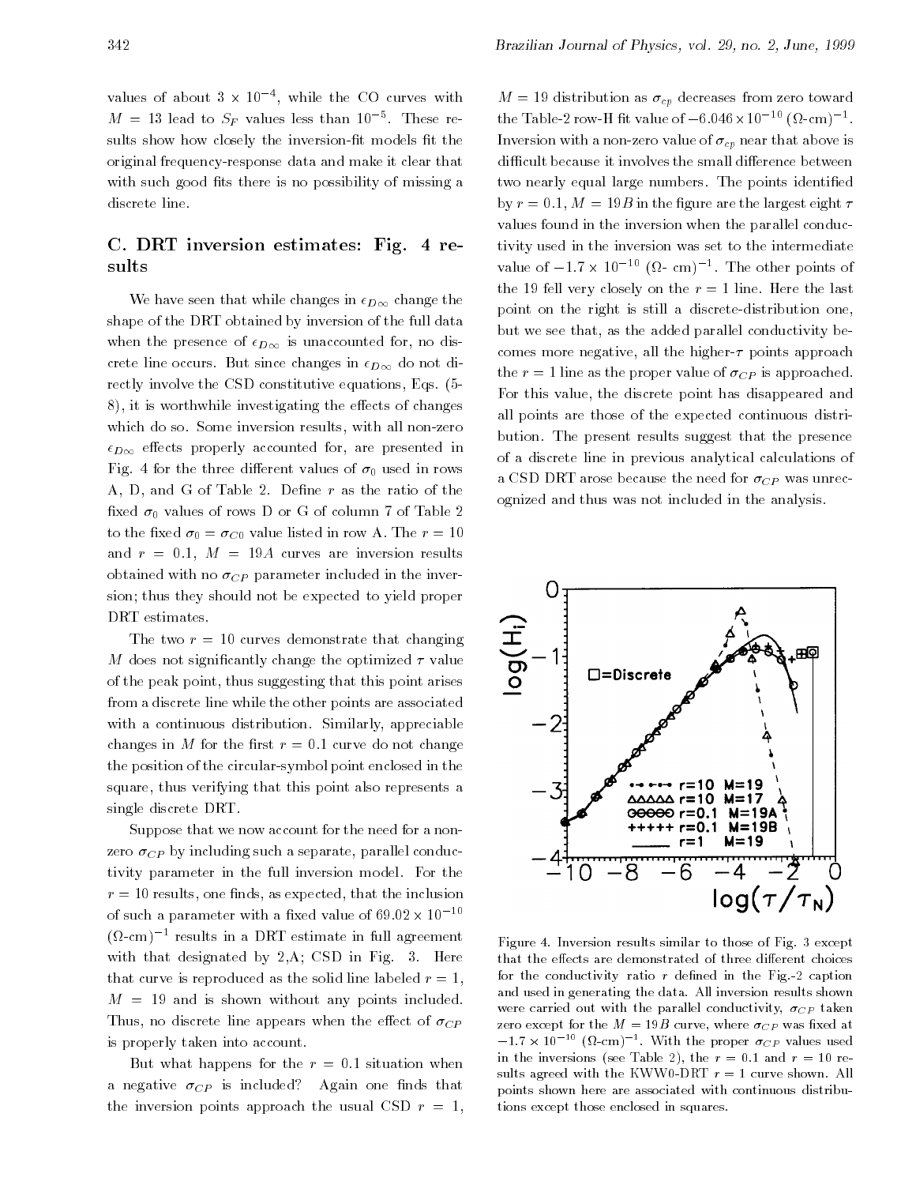values of about $3 \times 10^{-4}$, while the CO curves with $M = 13$ lead to $S_F$ values less than $10^{-5}$. These results show how closely the inversion-fit models fit the original frequency-response data and make it clear that with such good fits there is no possibility of missing a discrete line.

## C. DRT inversion estimates: Fig. 4 results

We have seen that while changes in $\epsilon_{D\infty}$ change the shape of the DRT obtained by inversion of the full data when the presence of $\epsilon_{D\infty}$ is unaccounted for, no discrete line occurs. But since changes in $\epsilon_{D\infty}$ do not directly involve the CSD constitutive equations, Eqs. (5-8), it is worthwhile investigating the effects of changes which do so. Some inversion results, with all non-zero $\epsilon_{D\infty}$ effects properly accounted for, are presented in Fig. 4 for the three different values of $\sigma_0$ used in rows A, D, and G of Table 2. Define $r$ as the ratio of the fixed $\sigma_0$ values of rows D or G of column 7 of Table 2 to the fixed $\sigma_0 = \sigma_{C0}$ value listed in row A. The $r = 10$ and $r = 0.1$, $M = 19A$ curves are inversion results obtained with no $\sigma_{CP}$ parameter included in the inversion; thus they should not be expected to yield proper DRT estimates.

The two $r = 10$ curves demonstrate that changing $M$ does not significantly change the optimized $\tau$ value of the peak point, thus suggesting that this point arises from a discrete line while the other points are associated with a continuous distribution. Similarly, appreciable changes in $M$ for the first $r = 0.1$ curve do not change the position of the circular-symbol point enclosed in the square, thus verifying that this point also represents a single discrete DRT.

Suppose that we now account for the need for a non-zero $\sigma_{CP}$ by including such a separate, parallel conductivity parameter in the full inversion model. For the $r = 10$ results, one finds, as expected, that the inclusion of such a parameter with a fixed value of $69.02 \times 10^{-10}$ $(\Omega\text{-cm})^{-1}$ results in a DRT estimate in full agreement with that designated by 2,A; CSD in Fig. 3. Here that curve is reproduced as the solid line labeled $r = 1$, $M = 19$ and is shown without any points included. Thus, no discrete line appears when the effect of $\sigma_{CP}$ is properly taken into account.

But what happens for the $r = 0.1$ situation when a negative $\sigma_{CP}$ is included? Again one finds that the inversion points approach the usual CSD $r = 1$, $M = 19$ distribution as $\sigma_{cp}$ decreases from zero toward the Table-2 row-H fit value of $-6.046 \times 10^{-10}$ $(\Omega\text{-cm})^{-1}$. Inversion with a non-zero value of $\sigma_{cp}$ near that above is difficult because it involves the small difference between two nearly equal large numbers. The points identified by $r = 0.1$, $M = 19B$ in the figure are the largest eight $\tau$ values found in the inversion when the parallel conductivity used in the inversion was set to the intermediate value of $-1.7 \times 10^{-10}$ $(\Omega\text{- cm})^{-1}$. The other points of the 19 fell very closely on the $r = 1$ line. Here the last point on the right is still a discrete-distribution one, but we see that, as the added parallel conductivity becomes more negative, all the higher-$\tau$ points approach the $r = 1$ line as the proper value of $\sigma_{CP}$ is approached. For this value, the discrete point has disappeared and all points are those of the expected continuous distribution. The present results suggest that the presence of a discrete line in previous analytical calculations of a CSD DRT arose because the need for $\sigma_{CP}$ was unrecognized and thus was not included in the analysis.

Figure 4. Inversion results similar to those of Fig. 3 except that the effects are demonstrated of three different choices for the conductivity ratio $r$ defined in the Fig.-2 caption and used in generating the data. All inversion results shown were carried out with the parallel conductivity, $\sigma_{CP}$ taken zero except for the $M = 19B$ curve, where $\sigma_{CP}$ was fixed at $-1.7 \times 10^{-10}$ $(\Omega\text{-cm})^{-1}$. With the proper $\sigma_{CP}$ values used in the inversions (see Table 2), the $r = 0.1$ and $r = 10$ results agreed with the KWW0-DRT $r = 1$ curve shown. All points shown here are associated with continuous distributions except those enclosed in squares.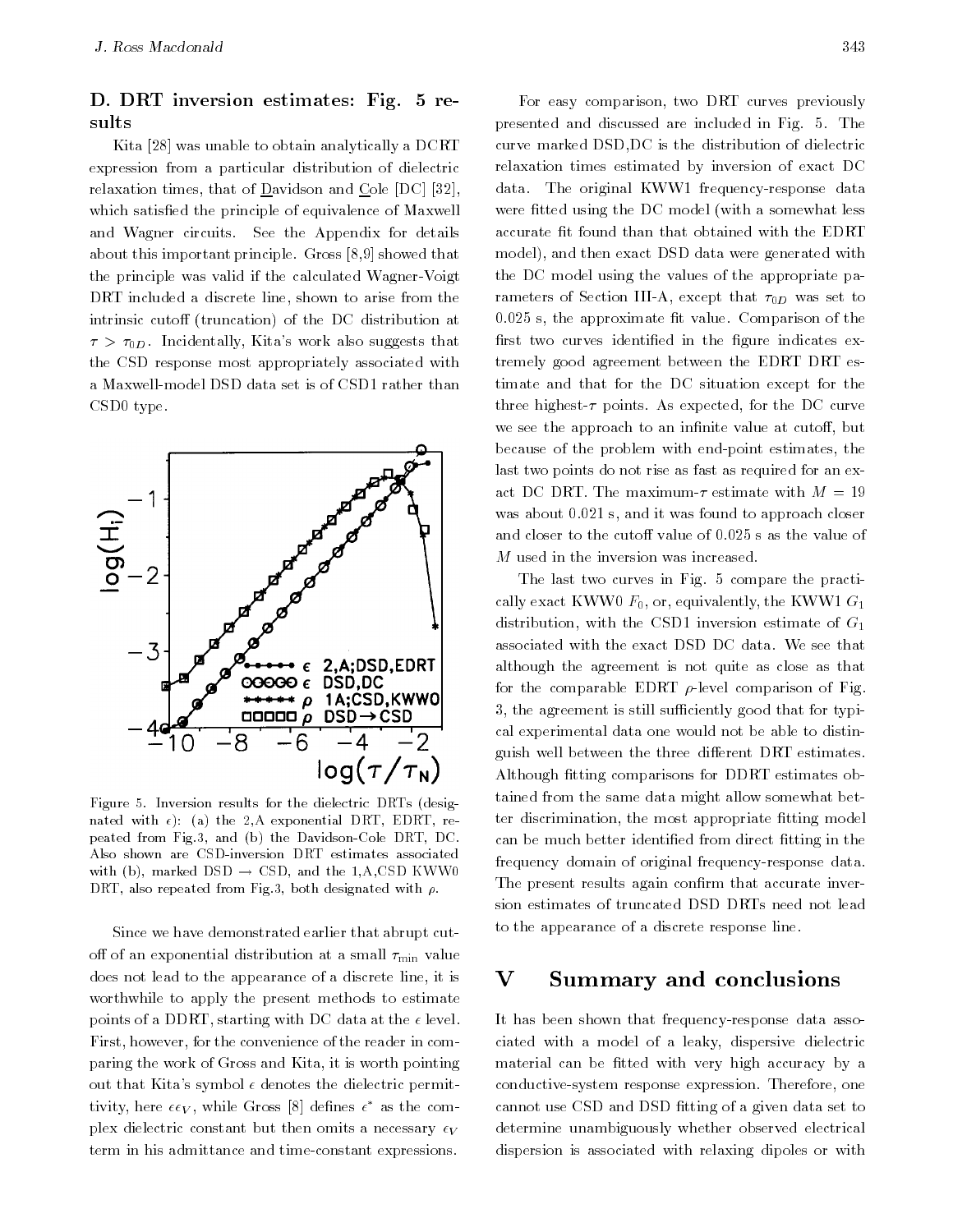### D. DRT inversion estimates: Fig. 5 results

Kita [28] was unable to obtain analytically a DCRT expression from a particular distribution of dielectric relaxation times, that of Davidson and Cole [DC] [32], which satisfied the principle of equivalence of Maxwell and Wagner circuits. See the Appendix for details about this important principle. Gross [8,9] showed that the principle was valid if the calculated Wagner-Voigt DRT included a discrete line, shown to arise from the intrinsic cutoff (truncation) of the DC distribution at $\tau > \tau_{0D}$. Incidentally, Kita's work also suggests that the CSD response most appropriately associated with a Maxwell-model DSD data set is of CSD1 rather than CSD0 type.

Figure 5. Inversion results for the dielectric DRTs (designated with $\epsilon$): (a) the 2,A exponential DRT, EDRT, repeated from Fig.3, and (b) the Davidson-Cole DRT, DC. Also shown are CSD-inversion DRT estimates associated with (b), marked DSD $\rightarrow$ CSD, and the 1,A,CSD KWW0 DRT, also repeated from Fig.3, both designated with $\rho$.

Since we have demonstrated earlier that abrupt cutoff of an exponential distribution at a small $\tau_{\min}$ value does not lead to the appearance of a discrete line, it is worthwhile to apply the present methods to estimate points of a DDRT, starting with DC data at the $\epsilon$ level. First, however, for the convenience of the reader in comparing the work of Gross and Kita, it is worth pointing out that Kita's symbol $\epsilon$ denotes the dielectric permittivity, here $\epsilon\epsilon_V$, while Gross [8] defines $\epsilon^*$ as the complex dielectric constant but then omits a necessary $\epsilon_V$ term in his admittance and time-constant expressions.

For easy comparison, two DRT curves previously presented and discussed are included in Fig. 5. The curve marked DSD,DC is the distribution of dielectric relaxation times estimated by inversion of exact DC data. The original KWW1 frequency-response data were fitted using the DC model (with a somewhat less accurate fit found than that obtained with the EDRT model), and then exact DSD data were generated with the DC model using the values of the appropriate parameters of Section III-A, except that $\tau_{0D}$ was set to 0.025 s, the approximate fit value. Comparison of the first two curves identified in the figure indicates extremely good agreement between the EDRT DRT estimate and that for the DC situation except for the three highest-$\tau$ points. As expected, for the DC curve we see the approach to an infinite value at cutoff, but because of the problem with end-point estimates, the last two points do not rise as fast as required for an exact DC DRT. The maximum-$\tau$ estimate with $M = 19$ was about 0.021 s, and it was found to approach closer and closer to the cutoff value of 0.025 s as the value of $M$ used in the inversion was increased.

The last two curves in Fig. 5 compare the practically exact KWW0 $F_0$, or, equivalently, the KWW1 $G_1$ distribution, with the CSD1 inversion estimate of $G_1$ associated with the exact DSD DC data. We see that although the agreement is not quite as close as that for the comparable EDRT $\rho$-level comparison of Fig. 3, the agreement is still sufficiently good that for typical experimental data one would not be able to distinguish well between the three different DRT estimates. Although fitting comparisons for DDRT estimates obtained from the same data might allow somewhat better discrimination, the most appropriate fitting model can be much better identified from direct fitting in the frequency domain of original frequency-response data. The present results again confirm that accurate inversion estimates of truncated DSD DRTs need not lead to the appearance of a discrete response line.

## V Summary and conclusions

It has been shown that frequency-response data associated with a model of a leaky, dispersive dielectric material can be fitted with very high accuracy by a conductive-system response expression. Therefore, one cannot use CSD and DSD fitting of a given data set to determine unambiguously whether observed electrical dispersion is associated with relaxing dipoles or with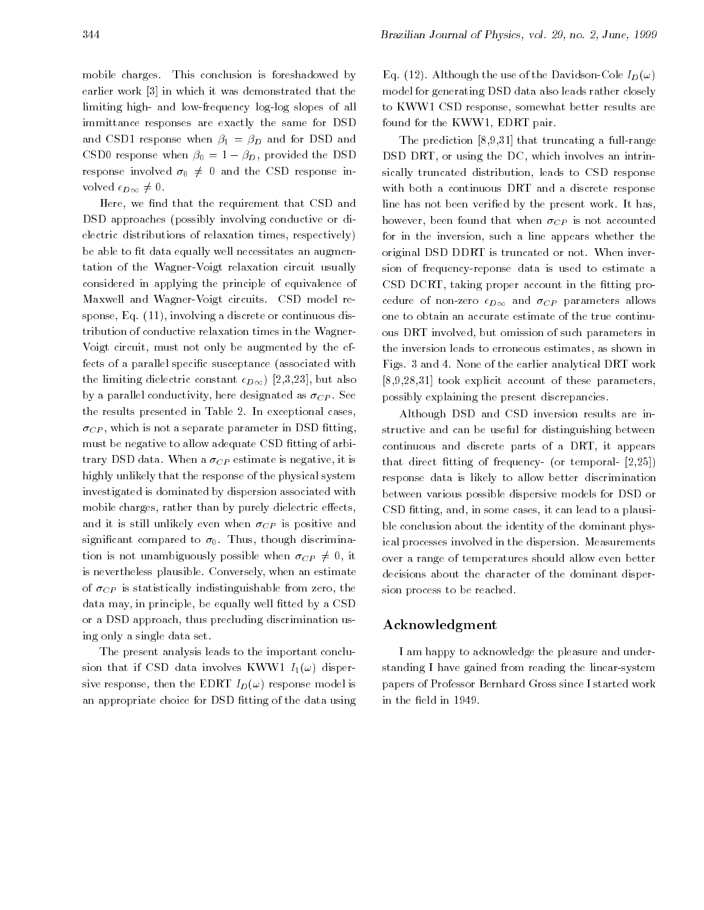mobile charges. This conclusion is foreshadowed by earlier work [3] in which it was demonstrated that the limiting high- and low-frequency log-log slopes of all immittance responses are exactly the same for DSD and CSD1 response when $\beta_1 = \beta_D$ and for DSD and CSD0 response when $\beta_0 = 1 - \beta_D$, provided the DSD response involved $\sigma_0 \neq 0$ and the CSD response involved $\epsilon_{D\infty} \neq 0$.

Here, we find that the requirement that CSD and DSD approaches (possibly involving conductive or dielectric distributions of relaxation times, respectively) be able to fit data equally well necessitates an augmentation of the Wagner-Voigt relaxation circuit usually considered in applying the principle of equivalence of Maxwell and Wagner-Voigt circuits. CSD model response, Eq. (11), involving a discrete or continuous distribution of conductive relaxation times in the Wagner-Voigt circuit, must not only be augmented by the effects of a parallel specific susceptance (associated with the limiting dielectric constant $\epsilon_{D\infty}$) [2,3,23], but also by a parallel conductivity, here designated as $\sigma_{CP}$. See the results presented in Table 2. In exceptional cases, $\sigma_{CP}$, which is not a separate parameter in DSD fitting, must be negative to allow adequate CSD fitting of arbitrary DSD data. When a $\sigma_{CP}$ estimate is negative, it is highly unlikely that the response of the physical system investigated is dominated by dispersion associated with mobile charges, rather than by purely dielectric effects, and it is still unlikely even when $\sigma_{CP}$ is positive and significant compared to $\sigma_0$. Thus, though discrimination is not unambiguously possible when $\sigma_{CP} \neq 0$, it is nevertheless plausible. Conversely, when an estimate of $\sigma_{CP}$ is statistically indistinguishable from zero, the data may, in principle, be equally well fitted by a CSD or a DSD approach, thus precluding discrimination using only a single data set.

The present analysis leads to the important conclusion that if CSD data involves KWW1 $I_1(\omega)$ dispersive response, then the EDRT $I_D(\omega)$ response model is an appropriate choice for DSD fitting of the data using Eq. (12). Although the use of the Davidson-Cole $I_D(\omega)$ model for generating DSD data also leads rather closely to KWW1 CSD response, somewhat better results are found for the KWW1, EDRT pair.

The prediction [8,9,31] that truncating a full-range DSD DRT, or using the DC, which involves an intrinsically truncated distribution, leads to CSD response with both a continuous DRT and a discrete response line has not been verified by the present work. It has, however, been found that when $\sigma_{CP}$ is not accounted for in the inversion, such a line appears whether the original DSD DDRT is truncated or not. When inversion of frequency-reponse data is used to estimate a CSD DCRT, taking proper account in the fitting procedure of non-zero $\epsilon_{D\infty}$ and $\sigma_{CP}$ parameters allows one to obtain an accurate estimate of the true continuous DRT involved, but omission of such parameters in the inversion leads to erroneous estimates, as shown in Figs. 3 and 4. None of the earlier analytical DRT work [8,9,28,31] took explicit account of these parameters, possibly explaining the present discrepancies.

Although DSD and CSD inversion results are instructive and can be useful for distinguishing between continuous and discrete parts of a DRT, it appears that direct fitting of frequency- (or temporal- [2,25]) response data is likely to allow better discrimination between various possible dispersive models for DSD or CSD fitting, and, in some cases, it can lead to a plausible conclusion about the identity of the dominant physical processes involved in the dispersion. Measurements over a range of temperatures should allow even better decisions about the character of the dominant dispersion process to be reached.

## Acknowledgment

I am happy to acknowledge the pleasure and understanding I have gained from reading the linear-system papers of Professor Bernhard Gross since I started work in the field in 1949.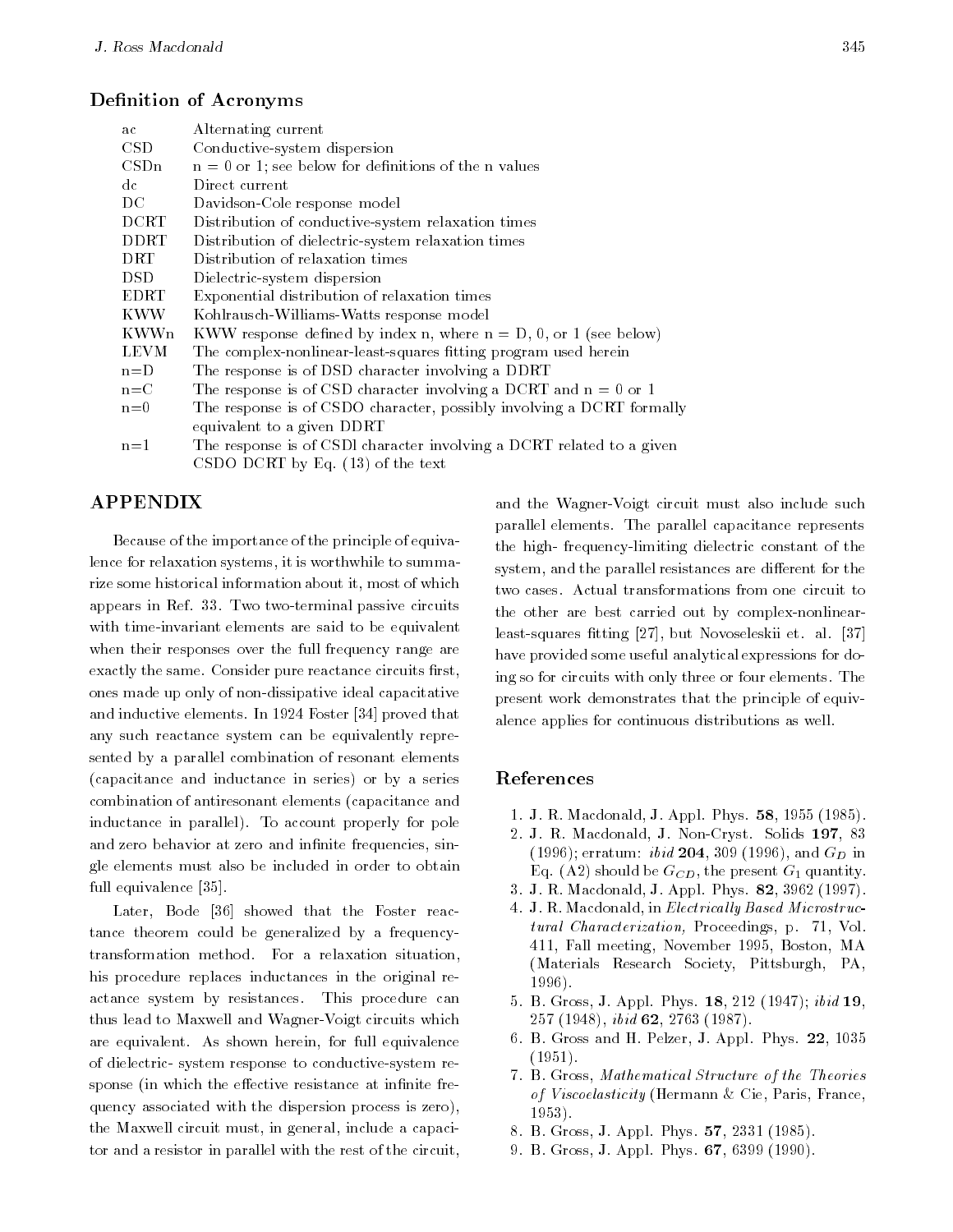### Definition of Acronyms

| | |
|---|---|
| ac | Alternating current |
| CSD | Conductive-system dispersion |
| CSDn | n = 0 or 1; see below for definitions of the n values |
| dc | Direct current |
| DC | Davidson-Cole response model |
| DCRT | Distribution of conductive-system relaxation times |
| DDRT | Distribution of dielectric-system relaxation times |
| DRT | Distribution of relaxation times |
| DSD | Dielectric-system dispersion |
| EDRT | Exponential distribution of relaxation times |
| KWW | Kohlrausch-Williams-Watts response model |
| KWWn | KWW response defined by index n, where n = D, 0, or 1 (see below) |
| LEVM | The complex-nonlinear-least-squares fitting program used herein |
| n=D | The response is of DSD character involving a DDRT |
| n=C | The response is of CSD character involving a DCRT and n = 0 or 1 |
| n=0 | The response is of CSDO character, possibly involving a DCRT formally equivalent to a given DDRT |
| n=1 | The response is of CSDl character involving a DCRT related to a given CSDO DCRT by Eq. (13) of the text |

## APPENDIX

Because of the importance of the principle of equivalence for relaxation systems, it is worthwhile to summarize some historical information about it, most of which appears in Ref. 33. Two two-terminal passive circuits with time-invariant elements are said to be equivalent when their responses over the full frequency range are exactly the same. Consider pure reactance circuits first, ones made up only of non-dissipative ideal capacitative and inductive elements. In 1924 Foster [34] proved that any such reactance system can be equivalently represented by a parallel combination of resonant elements (capacitance and inductance in series) or by a series combination of antiresonant elements (capacitance and inductance in parallel). To account properly for pole and zero behavior at zero and infinite frequencies, single elements must also be included in order to obtain full equivalence [35].

Later, Bode [36] showed that the Foster reactance theorem could be generalized by a frequency-transformation method. For a relaxation situation, his procedure replaces inductances in the original reactance system by resistances. This procedure can thus lead to Maxwell and Wagner-Voigt circuits which are equivalent. As shown herein, for full equivalence of dielectric- system response to conductive-system response (in which the effective resistance at infinite frequency associated with the dispersion process is zero), the Maxwell circuit must, in general, include a capacitor and a resistor in parallel with the rest of the circuit, and the Wagner-Voigt circuit must also include such parallel elements. The parallel capacitance represents the high- frequency-limiting dielectric constant of the system, and the parallel resistances are different for the two cases. Actual transformations from one circuit to the other are best carried out by complex-nonlinear-least-squares fitting [27], but Novoseleskii et. al. [37] have provided some useful analytical expressions for doing so for circuits with only three or four elements. The present work demonstrates that the principle of equivalence applies for continuous distributions as well.

## References

1. J. R. Macdonald, J. Appl. Phys. **58**, 1955 (1985).
2. J. R. Macdonald, J. Non-Cryst. Solids **197**, 83 (1996); erratum: *ibid* **204**, 309 (1996), and $G_D$ in Eq. (A2) should be $G_{CD}$, the present $G_1$ quantity.
3. J. R. Macdonald, J. Appl. Phys. **82**, 3962 (1997).
4. J. R. Macdonald, in *Electrically Based Microstructural Characterization,* Proceedings, p. 71, Vol. 411, Fall meeting, November 1995, Boston, MA (Materials Research Society, Pittsburgh, PA, 1996).
5. B. Gross, J. Appl. Phys. **18**, 212 (1947); *ibid* **19**, 257 (1948), *ibid* **62**, 2763 (1987).
6. B. Gross and H. Pelzer, J. Appl. Phys. **22**, 1035 (1951).
7. B. Gross, *Mathematical Structure of the Theories of Viscoelasticity* (Hermann & Cie, Paris, France, 1953).
8. B. Gross, J. Appl. Phys. **57**, 2331 (1985).
9. B. Gross, J. Appl. Phys. **67**, 6399 (1990).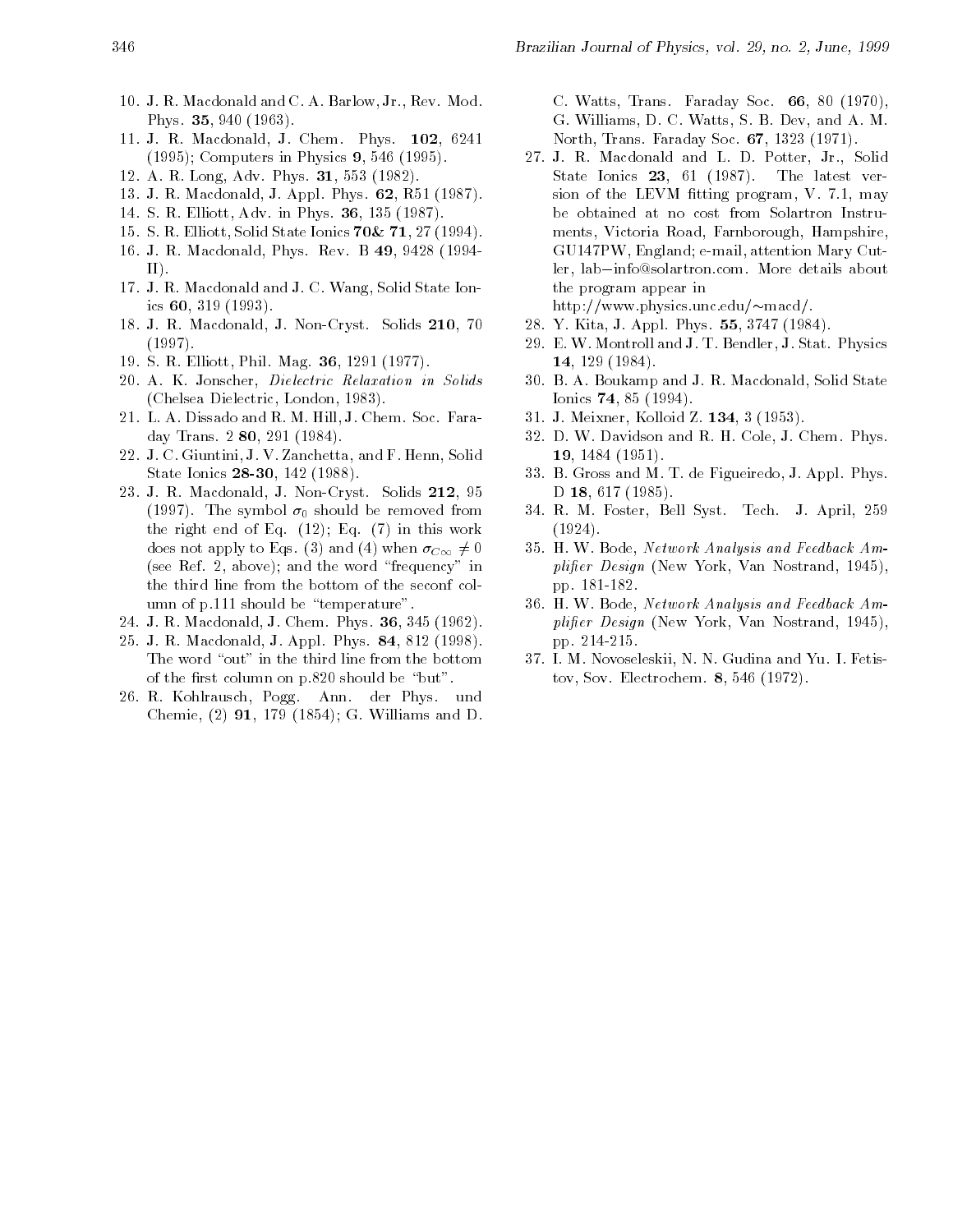10. J. R. Macdonald and C. A. Barlow, Jr., Rev. Mod. Phys. **35**, 940 (1963).
11. J. R. Macdonald, J. Chem. Phys. **102**, 6241 (1995); Computers in Physics **9**, 546 (1995).
12. A. R. Long, Adv. Phys. **31**, 553 (1982).
13. J. R. Macdonald, J. Appl. Phys. **62**, R51 (1987).
14. S. R. Elliott, Adv. in Phys. **36**, 135 (1987).
15. S. R. Elliott, Solid State Ionics **70& 71**, 27 (1994).
16. J. R. Macdonald, Phys. Rev. B **49**, 9428 (1994-II).
17. J. R. Macdonald and J. C. Wang, Solid State Ionics **60**, 319 (1993).
18. J. R. Macdonald, J. Non-Cryst. Solids **210**, 70 (1997).
19. S. R. Elliott, Phil. Mag. **36**, 1291 (1977).
20. A. K. Jonscher, *Dielectric Relaxation in Solids* (Chelsea Dielectric, London, 1983).
21. L. A. Dissado and R. M. Hill, J. Chem. Soc. Faraday Trans. 2 **80**, 291 (1984).
22. J. C. Giuntini, J. V. Zanchetta, and F. Henn, Solid State Ionics **28-30**, 142 (1988).
23. J. R. Macdonald, J. Non-Cryst. Solids **212**, 95 (1997). The symbol $\sigma_0$ should be removed from the right end of Eq. (12); Eq. (7) in this work does not apply to Eqs. (3) and (4) when $\sigma_{C\infty} \neq 0$ (see Ref. 2, above); and the word "frequency" in the third line from the bottom of the seconf column of p.111 should be "temperature".
24. J. R. Macdonald, J. Chem. Phys. **36**, 345 (1962).
25. J. R. Macdonald, J. Appl. Phys. **84**, 812 (1998). The word "out" in the third line from the bottom of the first column on p.820 should be "but".
26. R. Kohlrausch, Pogg. Ann. der Phys. und Chemie, (2) **91**, 179 (1854); G. Williams and D. C. Watts, Trans. Faraday Soc. **66**, 80 (1970), G. Williams, D. C. Watts, S. B. Dev, and A. M. North, Trans. Faraday Soc. **67**, 1323 (1971).
27. J. R. Macdonald and L. D. Potter, Jr., Solid State Ionics **23**, 61 (1987). The latest version of the LEVM fitting program, V. 7.1, may be obtained at no cost from Solartron Instruments, Victoria Road, Farnborough, Hampshire, GU147PW, England; e-mail, attention Mary Cutler, lab−info@solartron.com. More details about the program appear in http://www.physics.unc.edu/∼macd/.
28. Y. Kita, J. Appl. Phys. **55**, 3747 (1984).
29. E. W. Montroll and J. T. Bendler, J. Stat. Physics **14**, 129 (1984).
30. B. A. Boukamp and J. R. Macdonald, Solid State Ionics **74**, 85 (1994).
31. J. Meixner, Kolloid Z. **134**, 3 (1953).
32. D. W. Davidson and R. H. Cole, J. Chem. Phys. **19**, 1484 (1951).
33. B. Gross and M. T. de Figueiredo, J. Appl. Phys. D **18**, 617 (1985).
34. R. M. Foster, Bell Syst. Tech. J. April, 259 (1924).
35. H. W. Bode, *Network Analysis and Feedback Amplifier Design* (New York, Van Nostrand, 1945), pp. 181-182.
36. H. W. Bode, *Network Analysis and Feedback Amplifier Design* (New York, Van Nostrand, 1945), pp. 214-215.
37. I. M. Novoseleskii, N. N. Gudina and Yu. I. Fetistov, Sov. Electrochem. **8**, 546 (1972).